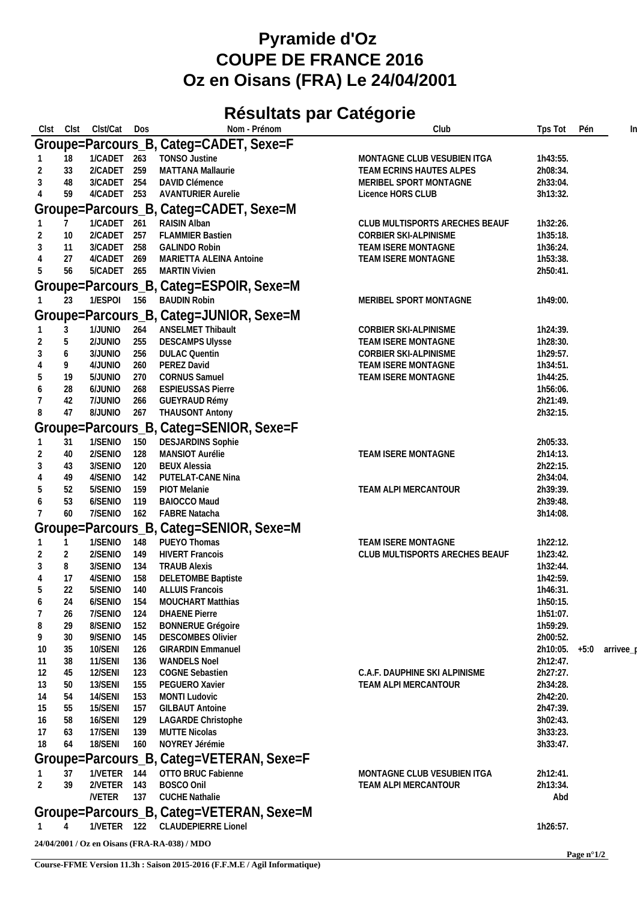# Pyramide d'Oz
# COUPE DE FRANCE 2016
# Oz en Oisans (FRA) Le 24/04/2001

## Résultats par Catégorie

| Clst | Clst | Clst/Cat | Dos | Nom - Prénom | Club | Tps Tot | Pén | In |
|---|---|---|---|---|---|---|---|---|
| **Groupe=Parcours_B, Categ=CADET, Sexe=F** | | | | | | | | |
| 1 | 18 | 1/CADET | 263 | TONSO Justine | MONTAGNE CLUB VESUBIEN ITGA | 1h43:55. | | |
| 2 | 33 | 2/CADET | 259 | MATTANA Mallaurie | TEAM ECRINS HAUTES ALPES | 2h08:34. | | |
| 3 | 48 | 3/CADET | 254 | DAVID Clémence | MERIBEL SPORT MONTAGNE | 2h33:04. | | |
| 4 | 59 | 4/CADET | 253 | AVANTURIER Aurelie | Licence HORS CLUB | 3h13:32. | | |
| **Groupe=Parcours_B, Categ=CADET, Sexe=M** | | | | | | | | |
| 1 | 7 | 1/CADET | 261 | RAISIN Alban | CLUB MULTISPORTS ARECHES BEAUF | 1h32:26. | | |
| 2 | 10 | 2/CADET | 257 | FLAMMIER Bastien | CORBIER SKI-ALPINISME | 1h35:18. | | |
| 3 | 11 | 3/CADET | 258 | GALINDO Robin | TEAM ISERE MONTAGNE | 1h36:24. | | |
| 4 | 27 | 4/CADET | 269 | MARIETTA ALEINA Antoine | TEAM ISERE MONTAGNE | 1h53:38. | | |
| 5 | 56 | 5/CADET | 265 | MARTIN Vivien | | 2h50:41. | | |
| **Groupe=Parcours_B, Categ=ESPOIR, Sexe=M** | | | | | | | | |
| 1 | 23 | 1/ESPOI | 156 | BAUDIN Robin | MERIBEL SPORT MONTAGNE | 1h49:00. | | |
| **Groupe=Parcours_B, Categ=JUNIOR, Sexe=M** | | | | | | | | |
| 1 | 3 | 1/JUNIO | 264 | ANSELMET Thibault | CORBIER SKI-ALPINISME | 1h24:39. | | |
| 2 | 5 | 2/JUNIO | 255 | DESCAMPS Ulysse | TEAM ISERE MONTAGNE | 1h28:30. | | |
| 3 | 6 | 3/JUNIO | 256 | DULAC Quentin | CORBIER SKI-ALPINISME | 1h29:57. | | |
| 4 | 9 | 4/JUNIO | 260 | PEREZ David | TEAM ISERE MONTAGNE | 1h34:51. | | |
| 5 | 19 | 5/JUNIO | 270 | CORNUS Samuel | TEAM ISERE MONTAGNE | 1h44:25. | | |
| 6 | 28 | 6/JUNIO | 268 | ESPIEUSSAS Pierre | | 1h56:06. | | |
| 7 | 42 | 7/JUNIO | 266 | GUEYRAUD Rémy | | 2h21:49. | | |
| 8 | 47 | 8/JUNIO | 267 | THAUSONT Antony | | 2h32:15. | | |
| **Groupe=Parcours_B, Categ=SENIOR, Sexe=F** | | | | | | | | |
| 1 | 31 | 1/SENIO | 150 | DESJARDINS Sophie | | 2h05:33. | | |
| 2 | 40 | 2/SENIO | 128 | MANSIOT Aurélie | TEAM ISERE MONTAGNE | 2h14:13. | | |
| 3 | 43 | 3/SENIO | 120 | BEUX Alessia | | 2h22:15. | | |
| 4 | 49 | 4/SENIO | 142 | PUTELAT-CANE Nina | | 2h34:04. | | |
| 5 | 52 | 5/SENIO | 159 | PIOT Melanie | TEAM ALPI MERCANTOUR | 2h39:39. | | |
| 6 | 53 | 6/SENIO | 119 | BAIOCCO Maud | | 2h39:48. | | |
| 7 | 60 | 7/SENIO | 162 | FABRE Natacha | | 3h14:08. | | |
| **Groupe=Parcours_B, Categ=SENIOR, Sexe=M** | | | | | | | | |
| 1 | 1 | 1/SENIO | 148 | PUEYO Thomas | TEAM ISERE MONTAGNE | 1h22:12. | | |
| 2 | 2 | 2/SENIO | 149 | HIVERT Francois | CLUB MULTISPORTS ARECHES BEAUF | 1h23:42. | | |
| 3 | 8 | 3/SENIO | 134 | TRAUB Alexis | | 1h32:44. | | |
| 4 | 17 | 4/SENIO | 158 | DELETOMBE Baptiste | | 1h42:59. | | |
| 5 | 22 | 5/SENIO | 140 | ALLUIS Francois | | 1h46:31. | | |
| 6 | 24 | 6/SENIO | 154 | MOUCHART Matthias | | 1h50:15. | | |
| 7 | 26 | 7/SENIO | 124 | DHAENE Pierre | | 1h51:07. | | |
| 8 | 29 | 8/SENIO | 152 | BONNERUE Grégoire | | 1h59:29. | | |
| 9 | 30 | 9/SENIO | 145 | DESCOMBES Olivier | | 2h00:52. | | |
| 10 | 35 | 10/SENI | 126 | GIRARDIN Emmanuel | | 2h10:05. | +5:0 | arrivee_p |
| 11 | 38 | 11/SENI | 136 | WANDELS Noel | | 2h12:47. | | |
| 12 | 45 | 12/SENI | 123 | COGNE Sebastien | C.A.F. DAUPHINE SKI ALPINISME | 2h27:27. | | |
| 13 | 50 | 13/SENI | 155 | PEGUERO Xavier | TEAM ALPI MERCANTOUR | 2h34:28. | | |
| 14 | 54 | 14/SENI | 153 | MONTI Ludovic | | 2h42:20. | | |
| 15 | 55 | 15/SENI | 157 | GILBAUT Antoine | | 2h47:39. | | |
| 16 | 58 | 16/SENI | 129 | LAGARDE Christophe | | 3h02:43. | | |
| 17 | 63 | 17/SENI | 139 | MUTTE Nicolas | | 3h33:23. | | |
| 18 | 64 | 18/SENI | 160 | NOYREY Jérémie | | 3h33:47. | | |
| **Groupe=Parcours_B, Categ=VETERAN, Sexe=F** | | | | | | | | |
| 1 | 37 | 1/VETER | 144 | OTTO BRUC Fabienne | MONTAGNE CLUB VESUBIEN ITGA | 2h12:41. | | |
| 2 | 39 | 2/VETER | 143 | BOSCO Onil | TEAM ALPI MERCANTOUR | 2h13:34. | | |
| | | /VETER | 137 | CUCHE Nathalie | | Abd | | |
| **Groupe=Parcours_B, Categ=VETERAN, Sexe=M** | | | | | | | | |
| 1 | 4 | 1/VETER | 122 | CLAUDEPIERRE Lionel | | 1h26:57. | | |

24/04/2001 / Oz en Oisans (FRA-RA-038) / MDO

Course-FFME Version 11.3h : Saison 2015-2016 (F.F.M.E / Agil Informatique)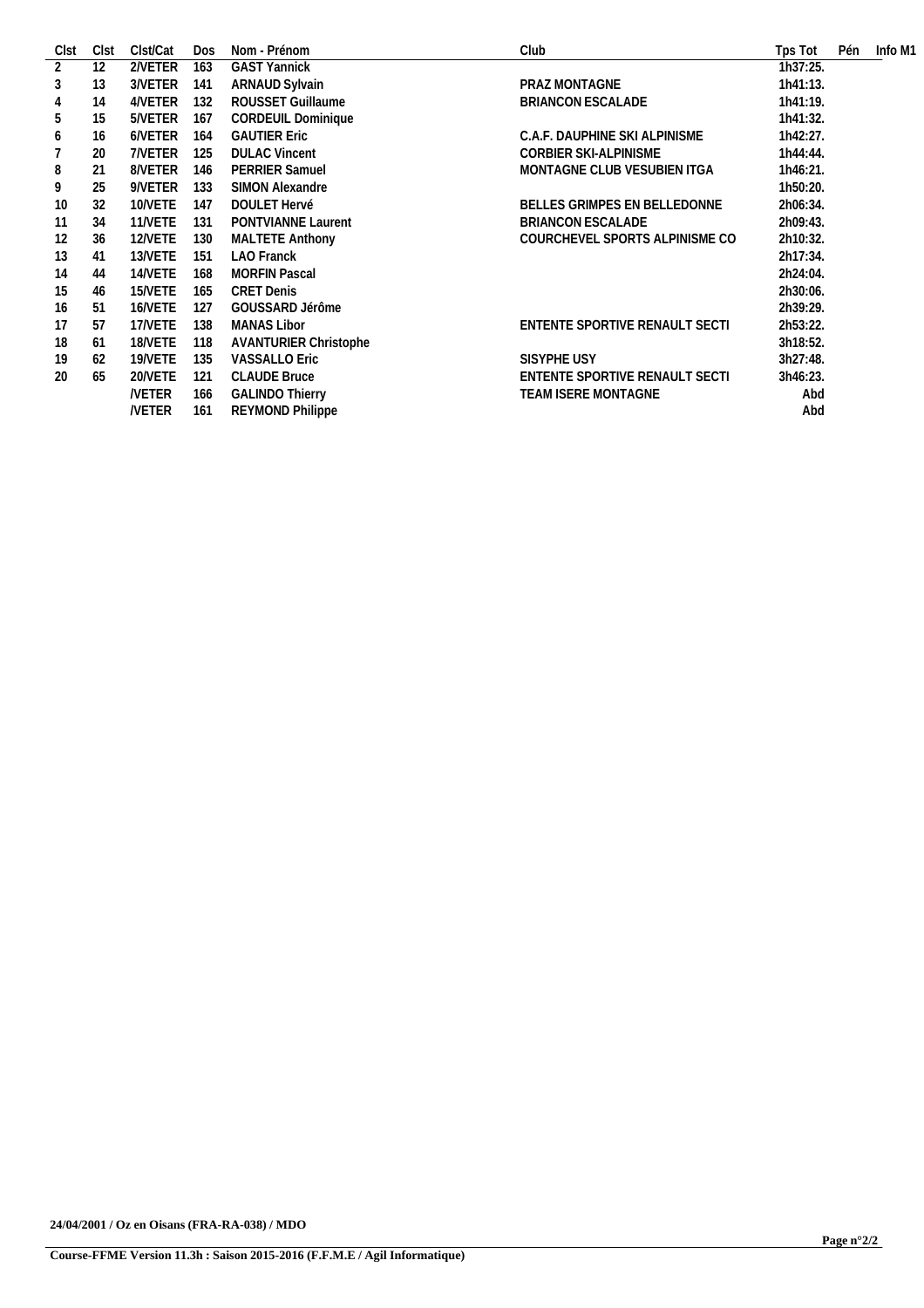| Clst | Clst | Clst/Cat | Dos | Nom - Prénom | Club | Tps Tot | Pén | Info M1 |
|---|---|---|---|---|---|---|---|---|
| 2 | 12 | 2/VETER | 163 | GAST Yannick | | 1h37:25. | | |
| 3 | 13 | 3/VETER | 141 | ARNAUD Sylvain | PRAZ MONTAGNE | 1h41:13. | | |
| 4 | 14 | 4/VETER | 132 | ROUSSET Guillaume | BRIANCON ESCALADE | 1h41:19. | | |
| 5 | 15 | 5/VETER | 167 | CORDEUIL Dominique | | 1h41:32. | | |
| 6 | 16 | 6/VETER | 164 | GAUTIER Eric | C.A.F. DAUPHINE SKI ALPINISME | 1h42:27. | | |
| 7 | 20 | 7/VETER | 125 | DULAC Vincent | CORBIER SKI-ALPINISME | 1h44:44. | | |
| 8 | 21 | 8/VETER | 146 | PERRIER Samuel | MONTAGNE CLUB VESUBIEN ITGA | 1h46:21. | | |
| 9 | 25 | 9/VETER | 133 | SIMON Alexandre | | 1h50:20. | | |
| 10 | 32 | 10/VETE | 147 | DOULET Hervé | BELLES GRIMPES EN BELLEDONNE | 2h06:34. | | |
| 11 | 34 | 11/VETE | 131 | PONTVIANNE Laurent | BRIANCON ESCALADE | 2h09:43. | | |
| 12 | 36 | 12/VETE | 130 | MALTETE Anthony | COURCHEVEL SPORTS ALPINISME CO | 2h10:32. | | |
| 13 | 41 | 13/VETE | 151 | LAO Franck | | 2h17:34. | | |
| 14 | 44 | 14/VETE | 168 | MORFIN Pascal | | 2h24:04. | | |
| 15 | 46 | 15/VETE | 165 | CRET Denis | | 2h30:06. | | |
| 16 | 51 | 16/VETE | 127 | GOUSSARD Jérôme | | 2h39:29. | | |
| 17 | 57 | 17/VETE | 138 | MANAS Libor | ENTENTE SPORTIVE RENAULT SECTI | 2h53:22. | | |
| 18 | 61 | 18/VETE | 118 | AVANTURIER Christophe | | 3h18:52. | | |
| 19 | 62 | 19/VETE | 135 | VASSALLO Eric | SISYPHE USY | 3h27:48. | | |
| 20 | 65 | 20/VETE | 121 | CLAUDE Bruce | ENTENTE SPORTIVE RENAULT SECTI | 3h46:23. | | |
| | | /VETER | 166 | GALINDO Thierry | TEAM ISERE MONTAGNE | Abd | | |
| | | /VETER | 161 | REYMOND Philippe | | Abd | | |

**24/04/2001 / Oz en Oisans (FRA-RA-038) / MDO**

**Course-FFME Version 11.3h : Saison 2015-2016 (F.F.M.E / Agil Informatique)**